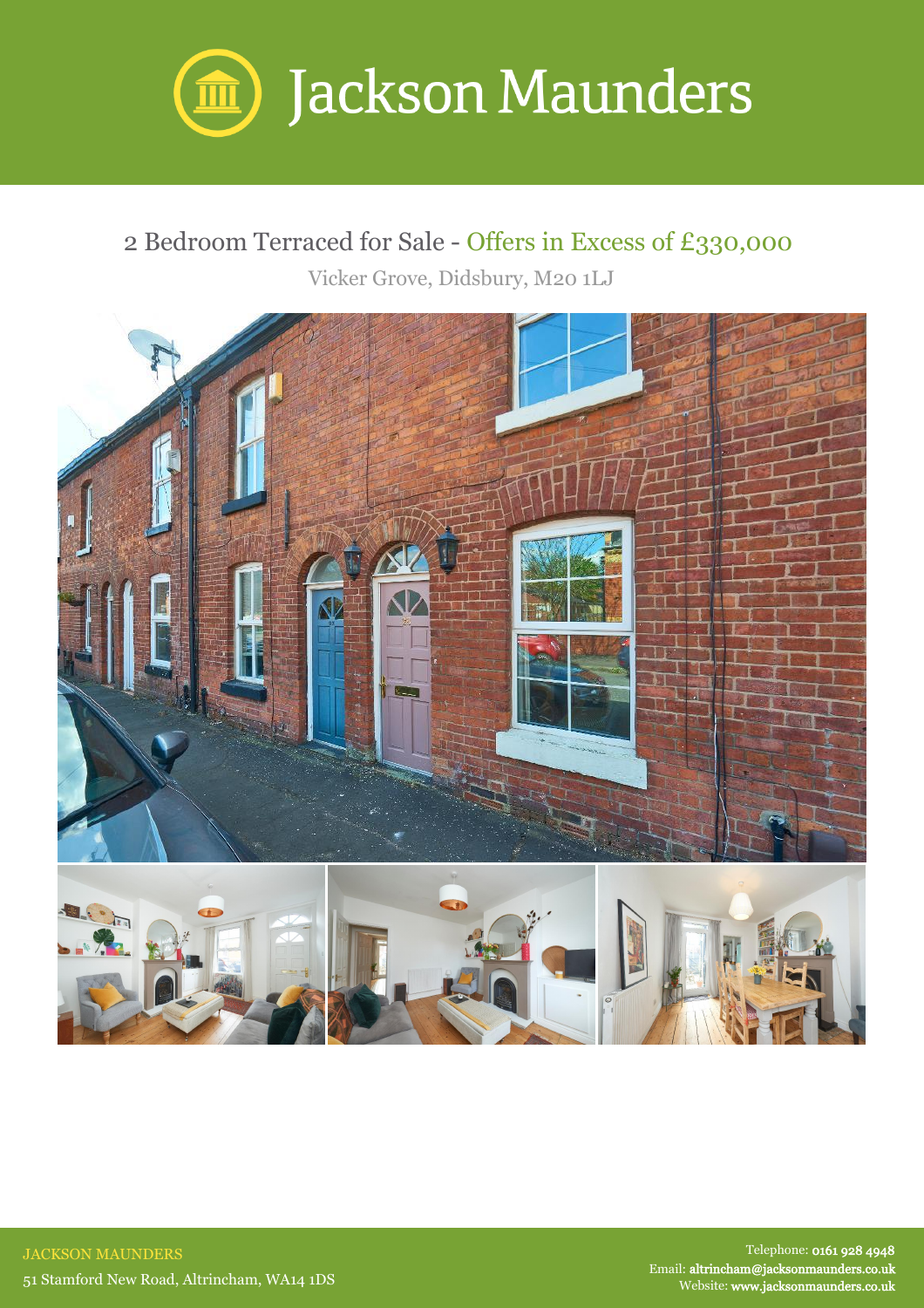# Jackson Maunders

## 2 Bedroom Terraced for Sale - Offers in Excess of £330,000

Vicker Grove, Didsbury, M20 1LJ

JACKSON MAUNDERS

51 Stamford New Road, Altrincham, WA14 1DS

Telephone: **0161 928 4948**

Email: **altrincham@jacksonmaunders.co.uk**

Website: **www.jacksonmaunders.co.uk**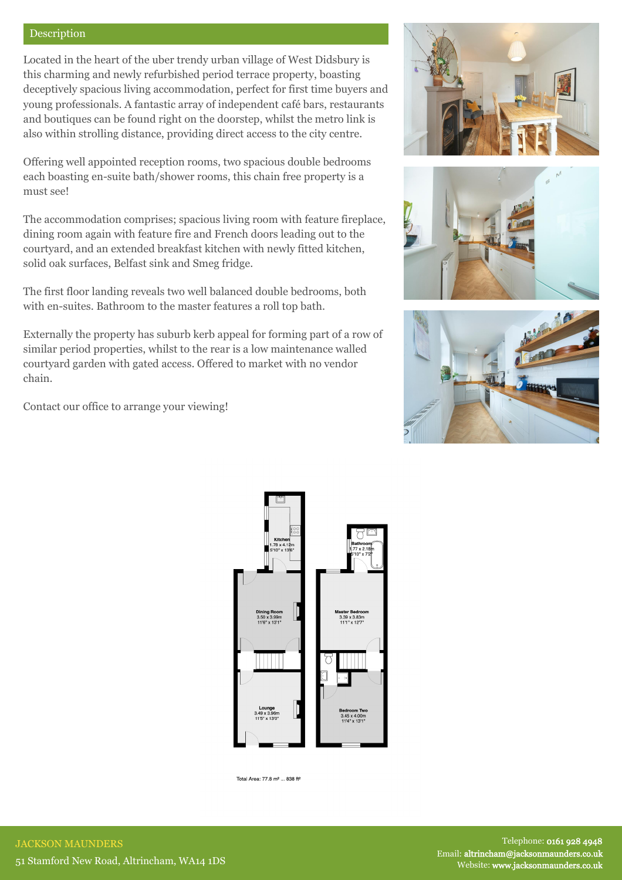## Description

Located in the heart of the uber trendy urban village of West Didsbury is this charming and newly refurbished period terrace property, boasting deceptively spacious living accommodation, perfect for first time buyers and young professionals. A fantastic array of independent café bars, restaurants and boutiques can be found right on the doorstep, whilst the metro link is also within strolling distance, providing direct access to the city centre.

Offering well appointed reception rooms, two spacious double bedrooms each boasting en-suite bath/shower rooms, this chain free property is a must see!

The accommodation comprises; spacious living room with feature fireplace, dining room again with feature fire and French doors leading out to the courtyard, and an extended breakfast kitchen with newly fitted kitchen, solid oak surfaces, Belfast sink and Smeg fridge.

The first floor landing reveals two well balanced double bedrooms, both with en-suites. Bathroom to the master features a roll top bath.

Externally the property has suburb kerb appeal for forming part of a row of similar period properties, whilst to the rear is a low maintenance walled courtyard garden with gated access. Offered to market with no vendor chain.

Contact our office to arrange your viewing!

Kitchen
1.78 x 4.12m
5'10" x 13'6"

Dining Room
3.50 x 3.99m
11'6" x 13'1"

Lounge
3.49 x 3.96m
11'5" x 13'0"

Bathroom
1.77 x 2.18m
5'10" x 7'2"

Master Bedroom
3.39 x 3.83m
11'1" x 12'7"

Bedroom Two
3.45 x 4.00m
11'4" x 13'1"

Total Area: 77.8 m² ... 838 ft²

JACKSON MAUNDERS
51 Stamford New Road, Altrincham, WA14 1DS

Telephone: **0161 928 4948**
Email: **altrincham@jacksonmaunders.co.uk**
Website: **www.jacksonmaunders.co.uk**